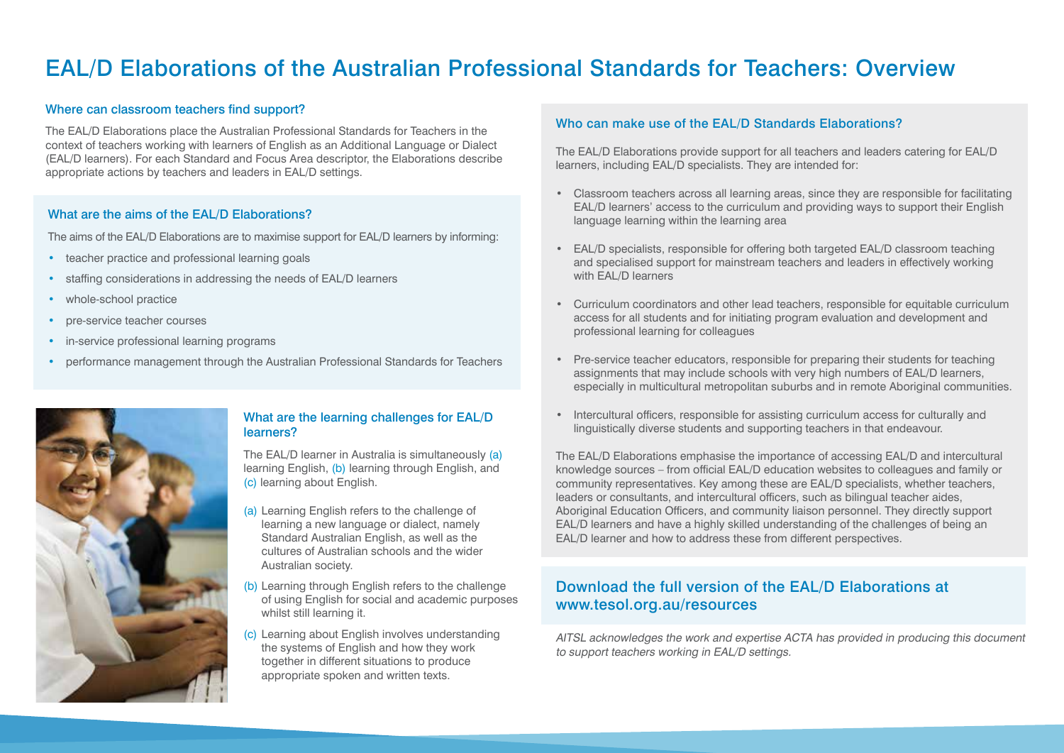# EAL/D Elaborations of the Australian Professional Standards for Teachers: Overview

## Where can classroom teachers find support?

The EAL/D Elaborations place the Australian Professional Standards for Teachers in the context of teachers working with learners of English as an Additional Language or Dialect (EAL/D learners). For each Standard and Focus Area descriptor, the Elaborations describe appropriate actions by teachers and leaders in EAL/D settings.

## What are the aims of the EAL/D Elaborations?

The aims of the EAL/D Elaborations are to maximise support for EAL/D learners by informing:

- teacher practice and professional learning goals
- staffing considerations in addressing the needs of EAL/D learners
- whole-school practice
- pre-service teacher courses
- in-service professional learning programs
- performance management through the Australian Professional Standards for Teachers

## What are the learning challenges for EAL/D learners?

The EAL/D learner in Australia is simultaneously (a) learning English, (b) learning through English, and (c) learning about English.

(a) Learning English refers to the challenge of learning a new language or dialect, namely Standard Australian English, as well as the cultures of Australian schools and the wider Australian society.

(b) Learning through English refers to the challenge of using English for social and academic purposes whilst still learning it.

(c) Learning about English involves understanding the systems of English and how they work together in different situations to produce appropriate spoken and written texts.

## Who can make use of the EAL/D Standards Elaborations?

The EAL/D Elaborations provide support for all teachers and leaders catering for EAL/D learners, including EAL/D specialists. They are intended for:

- Classroom teachers across all learning areas, since they are responsible for facilitating EAL/D learners' access to the curriculum and providing ways to support their English language learning within the learning area
- EAL/D specialists, responsible for offering both targeted EAL/D classroom teaching and specialised support for mainstream teachers and leaders in effectively working with EAL/D learners
- Curriculum coordinators and other lead teachers, responsible for equitable curriculum access for all students and for initiating program evaluation and development and professional learning for colleagues
- Pre-service teacher educators, responsible for preparing their students for teaching assignments that may include schools with very high numbers of EAL/D learners, especially in multicultural metropolitan suburbs and in remote Aboriginal communities.
- Intercultural officers, responsible for assisting curriculum access for culturally and linguistically diverse students and supporting teachers in that endeavour.

The EAL/D Elaborations emphasise the importance of accessing EAL/D and intercultural knowledge sources – from official EAL/D education websites to colleagues and family or community representatives. Key among these are EAL/D specialists, whether teachers, leaders or consultants, and intercultural officers, such as bilingual teacher aides, Aboriginal Education Officers, and community liaison personnel. They directly support EAL/D learners and have a highly skilled understanding of the challenges of being an EAL/D learner and how to address these from different perspectives.

## Download the full version of the EAL/D Elaborations at www.tesol.org.au/resources

*AITSL acknowledges the work and expertise ACTA has provided in producing this document to support teachers working in EAL/D settings.*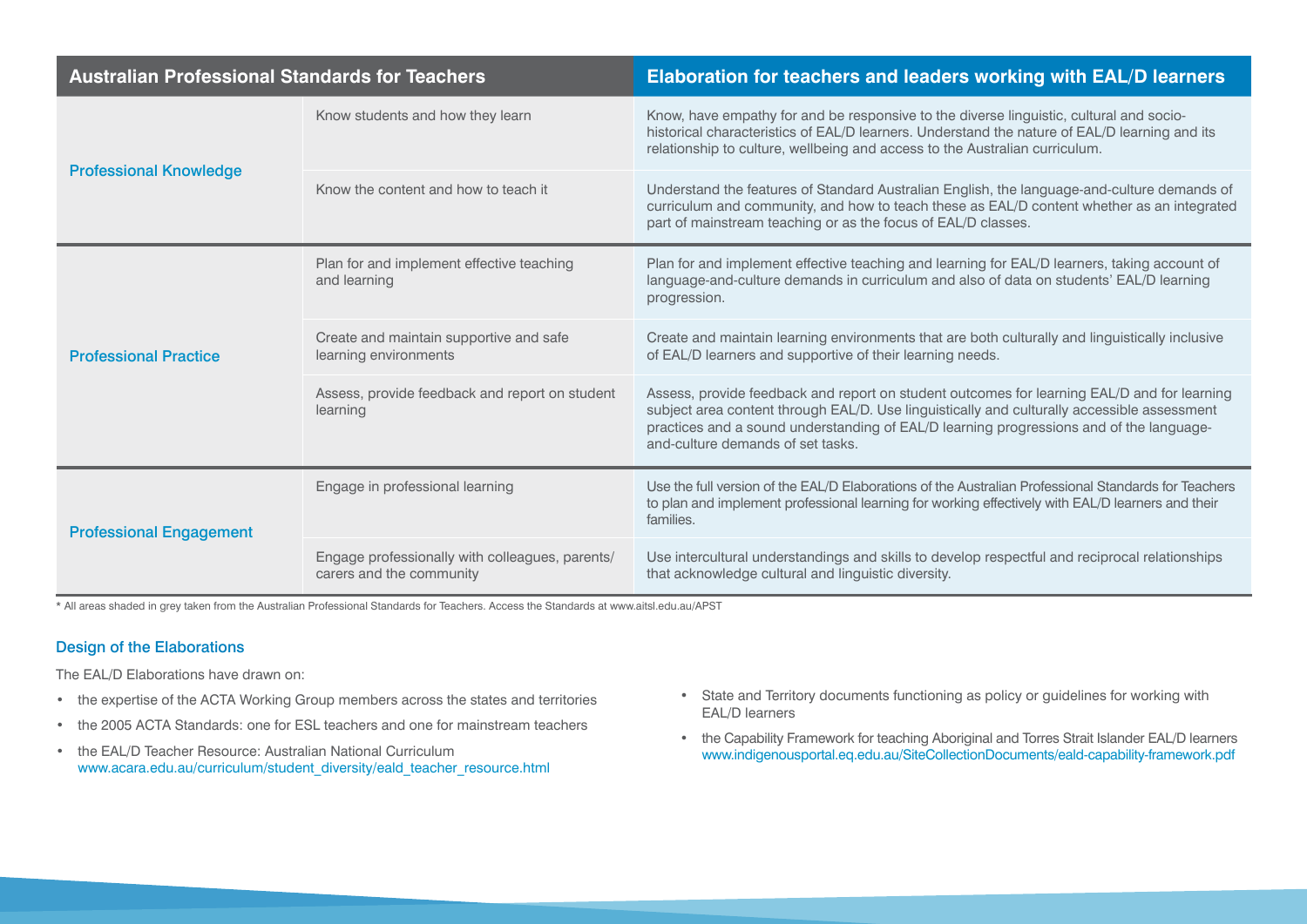| Australian Professional Standards for Teachers | | Elaboration for teachers and leaders working with EAL/D learners |
|---|---|---|
| Professional Knowledge | Know students and how they learn | Know, have empathy for and be responsive to the diverse linguistic, cultural and socio-historical characteristics of EAL/D learners. Understand the nature of EAL/D learning and its relationship to culture, wellbeing and access to the Australian curriculum. |
| | Know the content and how to teach it | Understand the features of Standard Australian English, the language-and-culture demands of curriculum and community, and how to teach these as EAL/D content whether as an integrated part of mainstream teaching or as the focus of EAL/D classes. |
| Professional Practice | Plan for and implement effective teaching and learning | Plan for and implement effective teaching and learning for EAL/D learners, taking account of language-and-culture demands in curriculum and also of data on students' EAL/D learning progression. |
| | Create and maintain supportive and safe learning environments | Create and maintain learning environments that are both culturally and linguistically inclusive of EAL/D learners and supportive of their learning needs. |
| | Assess, provide feedback and report on student learning | Assess, provide feedback and report on student outcomes for learning EAL/D and for learning subject area content through EAL/D. Use linguistically and culturally accessible assessment practices and a sound understanding of EAL/D learning progressions and of the language-and-culture demands of set tasks. |
| Professional Engagement | Engage in professional learning | Use the full version of the EAL/D Elaborations of the Australian Professional Standards for Teachers to plan and implement professional learning for working effectively with EAL/D learners and their families. |
| | Engage professionally with colleagues, parents/carers and the community | Use intercultural understandings and skills to develop respectful and reciprocal relationships that acknowledge cultural and linguistic diversity. |

* All areas shaded in grey taken from the Australian Professional Standards for Teachers. Access the Standards at www.aitsl.edu.au/APST

## Design of the Elaborations

The EAL/D Elaborations have drawn on:

- the expertise of the ACTA Working Group members across the states and territories
- the 2005 ACTA Standards: one for ESL teachers and one for mainstream teachers
- the EAL/D Teacher Resource: Australian National Curriculum www.acara.edu.au/curriculum/student_diversity/eald_teacher_resource.html
- State and Territory documents functioning as policy or guidelines for working with EAL/D learners
- the Capability Framework for teaching Aboriginal and Torres Strait Islander EAL/D learners www.indigenousportal.eq.edu.au/SiteCollectionDocuments/eald-capability-framework.pdf